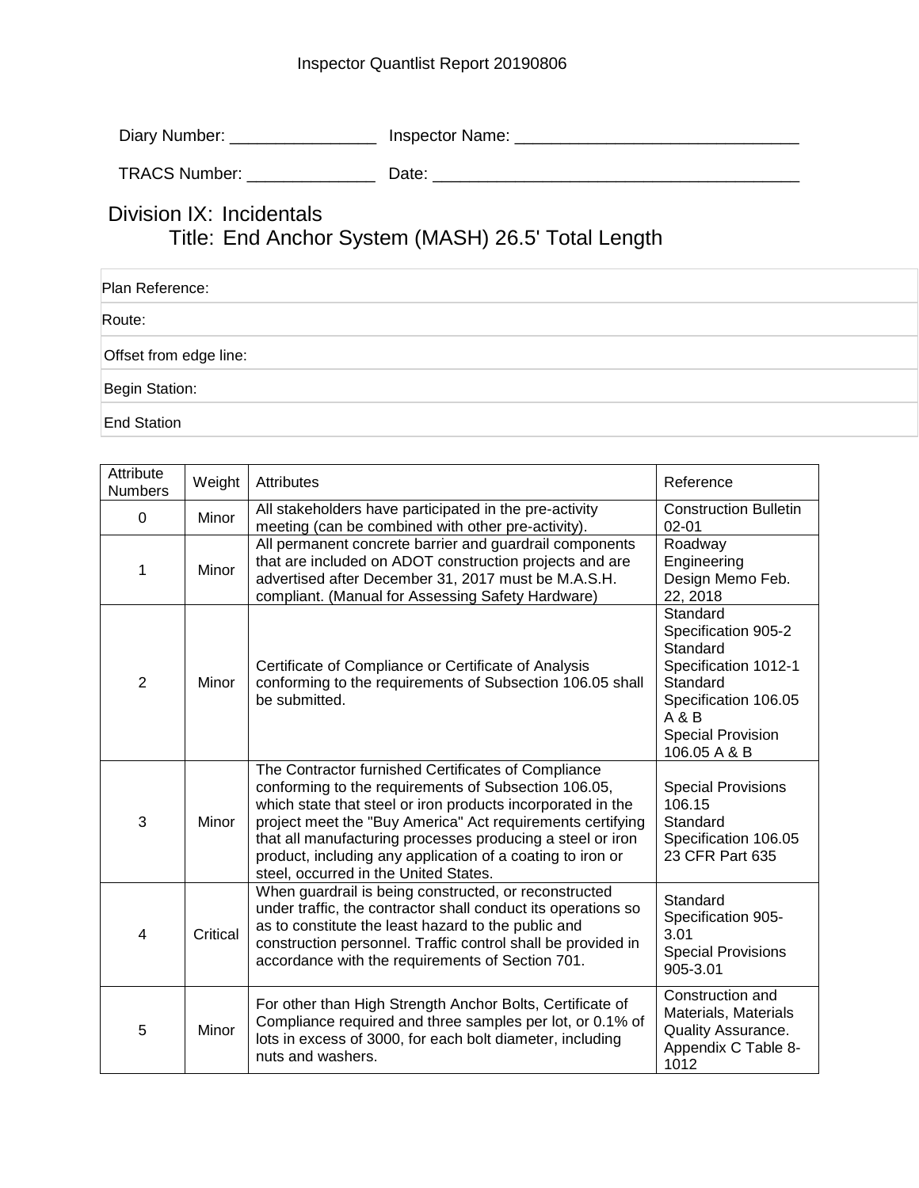Inspector Quantlist Report 20190806

Diary Number: ________________ Inspector Name: ______________________________

TRACS Number: ______________ Date: ________________________________________

# Division IX: Incidentals

## Title: End Anchor System (MASH) 26.5' Total Length

| |
|---|
| Plan Reference: |
| Route: |
| Offset from edge line: |
| Begin Station: |
| End Station |

| Attribute Numbers | Weight | Attributes | Reference |
|---|---|---|---|
| 0 | Minor | All stakeholders have participated in the pre-activity meeting (can be combined with other pre-activity). | Construction Bulletin 02-01 |
| 1 | Minor | All permanent concrete barrier and guardrail components that are included on ADOT construction projects and are advertised after December 31, 2017 must be M.A.S.H. compliant. (Manual for Assessing Safety Hardware) | Roadway Engineering Design Memo Feb. 22, 2018 |
| 2 | Minor | Certificate of Compliance or Certificate of Analysis conforming to the requirements of Subsection 106.05 shall be submitted. | Standard Specification 905-2<br>Standard Specification 1012-1<br>Standard Specification 106.05 A & B<br>Special Provision 106.05 A & B |
| 3 | Minor | The Contractor furnished Certificates of Compliance conforming to the requirements of Subsection 106.05, which state that steel or iron products incorporated in the project meet the "Buy America" Act requirements certifying that all manufacturing processes producing a steel or iron product, including any application of a coating to iron or steel, occurred in the United States. | Special Provisions 106.15<br>Standard Specification 106.05<br>23 CFR Part 635 |
| 4 | Critical | When guardrail is being constructed, or reconstructed under traffic, the contractor shall conduct its operations so as to constitute the least hazard to the public and construction personnel. Traffic control shall be provided in accordance with the requirements of Section 701. | Standard Specification 905-3.01<br>Special Provisions 905-3.01 |
| 5 | Minor | For other than High Strength Anchor Bolts, Certificate of Compliance required and three samples per lot, or 0.1% of lots in excess of 3000, for each bolt diameter, including nuts and washers. | Construction and Materials, Materials Quality Assurance. Appendix C Table 8-1012 |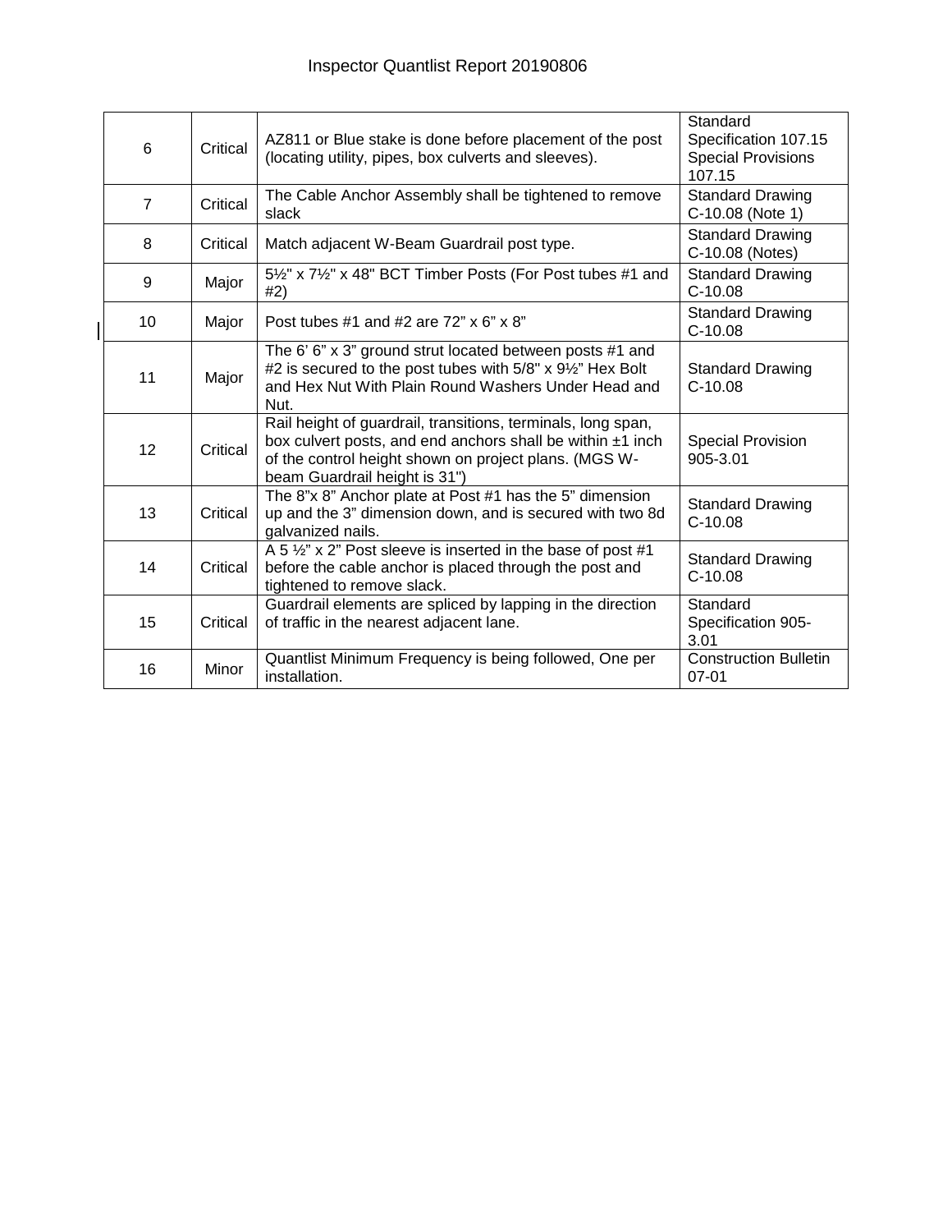| | | | |
|---|---|---|---|
| 6 | Critical | AZ811 or Blue stake is done before placement of the post (locating utility, pipes, box culverts and sleeves). | Standard Specification 107.15 Special Provisions 107.15 |
| 7 | Critical | The Cable Anchor Assembly shall be tightened to remove slack | Standard Drawing C-10.08 (Note 1) |
| 8 | Critical | Match adjacent W-Beam Guardrail post type. | Standard Drawing C-10.08 (Notes) |
| 9 | Major | 5½" x 7½" x 48" BCT Timber Posts (For Post tubes #1 and #2) | Standard Drawing C-10.08 |
| 10 | Major | Post tubes #1 and #2 are 72" x 6" x 8" | Standard Drawing C-10.08 |
| 11 | Major | The 6' 6" x 3" ground strut located between posts #1 and #2 is secured to the post tubes with 5/8" x 9½" Hex Bolt and Hex Nut With Plain Round Washers Under Head and Nut. | Standard Drawing C-10.08 |
| 12 | Critical | Rail height of guardrail, transitions, terminals, long span, box culvert posts, and end anchors shall be within ±1 inch of the control height shown on project plans. (MGS W-beam Guardrail height is 31") | Special Provision 905-3.01 |
| 13 | Critical | The 8"x 8" Anchor plate at Post #1 has the 5" dimension up and the 3" dimension down, and is secured with two 8d galvanized nails. | Standard Drawing C-10.08 |
| 14 | Critical | A 5 ½" x 2" Post sleeve is inserted in the base of post #1 before the cable anchor is placed through the post and tightened to remove slack. | Standard Drawing C-10.08 |
| 15 | Critical | Guardrail elements are spliced by lapping in the direction of traffic in the nearest adjacent lane. | Standard Specification 905-3.01 |
| 16 | Minor | Quantlist Minimum Frequency is being followed, One per installation. | Construction Bulletin 07-01 |